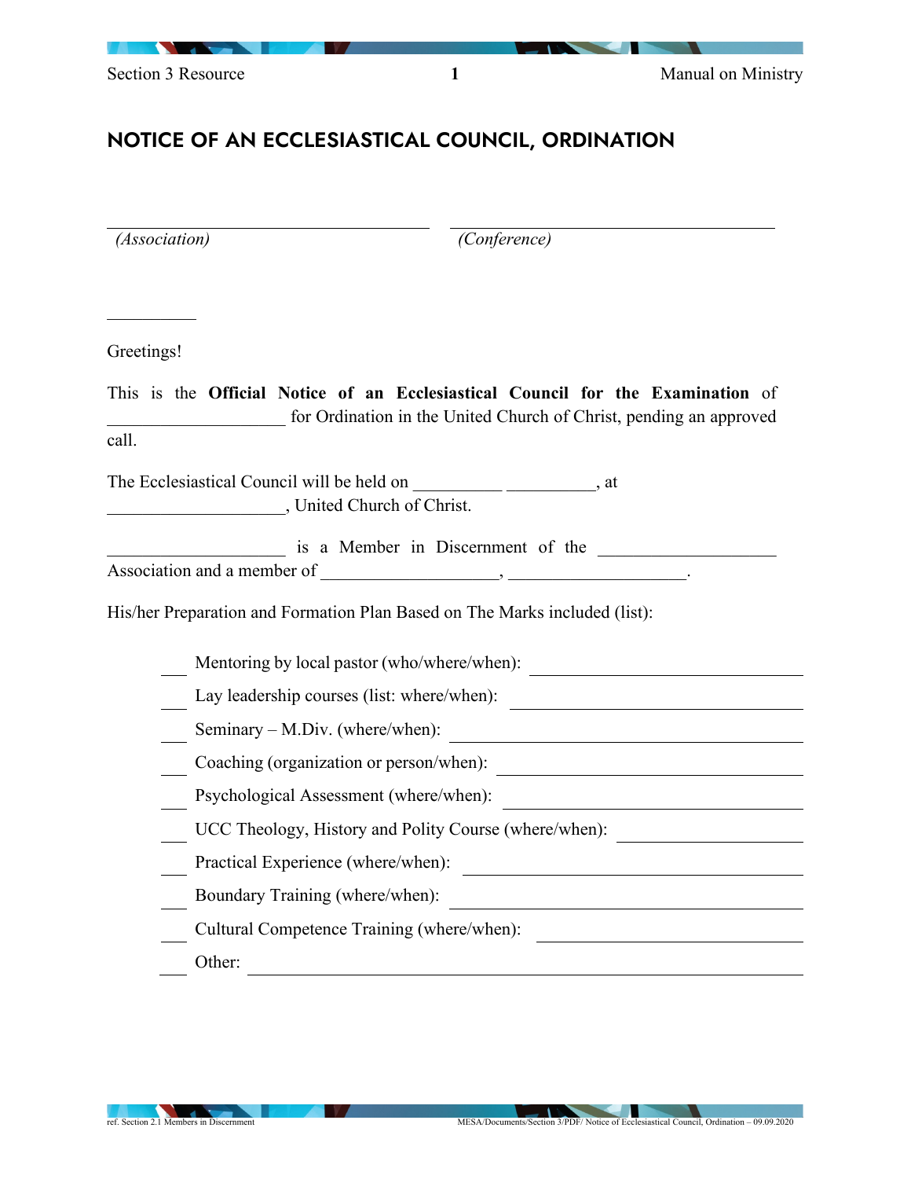## NOTICE OF AN ECCLESIASTICAL COUNCIL, ORDINATION

___________________________________ ___________________________________

*(Association)* *(Conference)*

__________

Greetings!

This is the **Official Notice of an Ecclesiastical Council for the Examination** of ____________________ for Ordination in the United Church of Christ, pending an approved call.

The Ecclesiastical Council will be held on __________ __________, at ____________________, United Church of Christ.

____________________ is a Member in Discernment of the ____________________ Association and a member of ____________________, ____________________.

His/her Preparation and Formation Plan Based on The Marks included (list):

- ___ Mentoring by local pastor (who/where/when): ______________________________
- ___ Lay leadership courses (list: where/when): ______________________________
- ___ Seminary – M.Div. (where/when): ______________________________
- ___ Coaching (organization or person/when): ______________________________
- ___ Psychological Assessment (where/when): ______________________________
- ___ UCC Theology, History and Polity Course (where/when): ______________________________
- ___ Practical Experience (where/when): ______________________________
- ___ Boundary Training (where/when): ______________________________
- ___ Cultural Competence Training (where/when): ______________________________
- ___ Other: ______________________________

ref. Section 2.1 Members in Discernment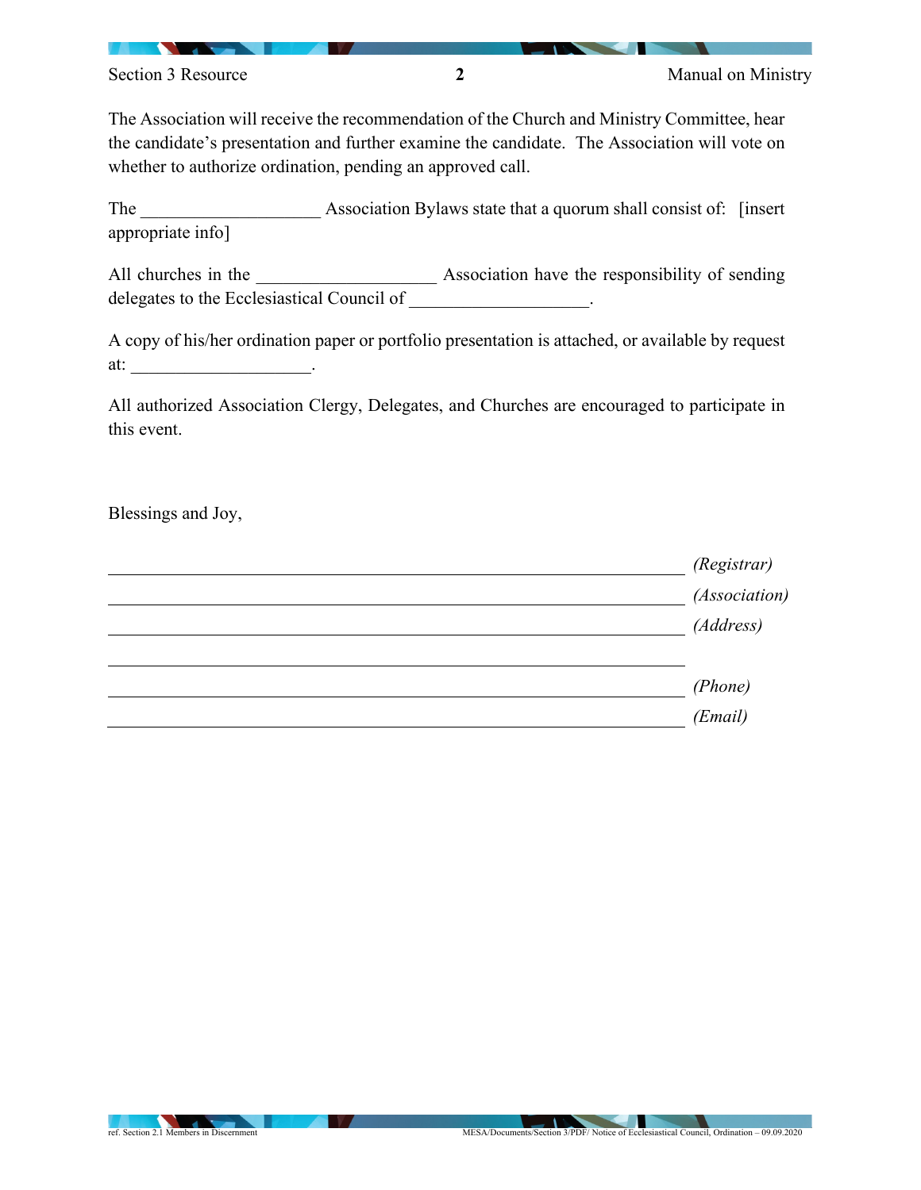The Association will receive the recommendation of the Church and Ministry Committee, hear the candidate's presentation and further examine the candidate. The Association will vote on whether to authorize ordination, pending an approved call.

The ____________________ Association Bylaws state that a quorum shall consist of: [insert appropriate info]

All churches in the ____________________ Association have the responsibility of sending delegates to the Ecclesiastical Council of ____________________.

A copy of his/her ordination paper or portfolio presentation is attached, or available by request at: ____________________.

All authorized Association Clergy, Delegates, and Churches are encouraged to participate in this event.

Blessings and Joy,

____________________________________________ *(Registrar)*

____________________________________________ *(Association)*

____________________________________________ *(Address)*

____________________________________________

____________________________________________ *(Phone)*

____________________________________________ *(Email)*

ref. Section 2.1 Members in Discernment

MESA/Documents/Section 3/PDF/ Notice of Ecclesiastical Council, Ordination – 09.09.2020